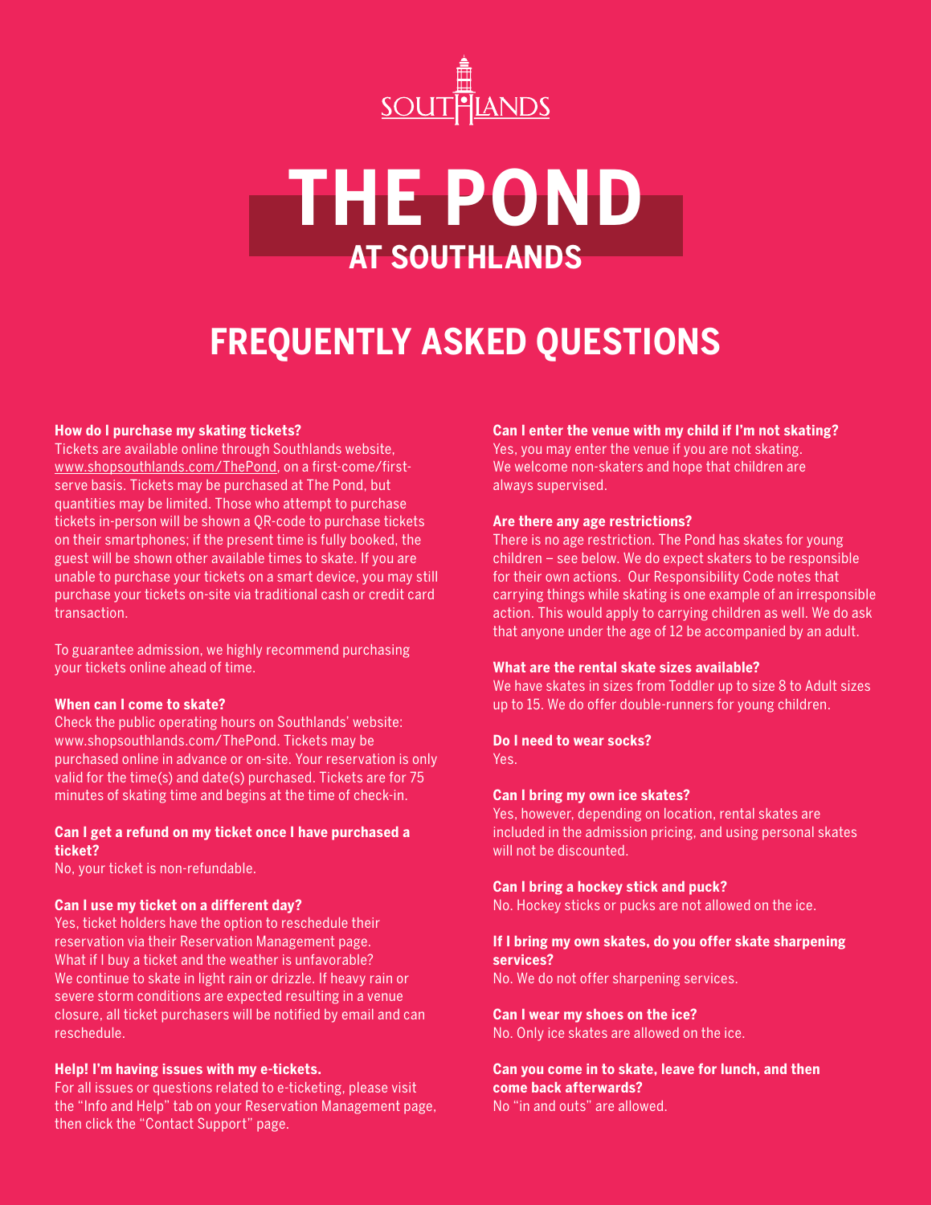SOUTHLANDS

# THE POND
## AT SOUTHLANDS

# FREQUENTLY ASKED QUESTIONS

**How do I purchase my skating tickets?**
Tickets are available online through Southlands website, www.shopsouthlands.com/ThePond, on a first-come/first-serve basis. Tickets may be purchased at The Pond, but quantities may be limited. Those who attempt to purchase tickets in-person will be shown a QR-code to purchase tickets on their smartphones; if the present time is fully booked, the guest will be shown other available times to skate. If you are unable to purchase your tickets on a smart device, you may still purchase your tickets on-site via traditional cash or credit card transaction.

To guarantee admission, we highly recommend purchasing your tickets online ahead of time.

**When can I come to skate?**
Check the public operating hours on Southlands' website: www.shopsouthlands.com/ThePond. Tickets may be purchased online in advance or on-site. Your reservation is only valid for the time(s) and date(s) purchased. Tickets are for 75 minutes of skating time and begins at the time of check-in.

**Can I get a refund on my ticket once I have purchased a ticket?**
No, your ticket is non-refundable.

**Can I use my ticket on a different day?**
Yes, ticket holders have the option to reschedule their reservation via their Reservation Management page.
What if I buy a ticket and the weather is unfavorable?
We continue to skate in light rain or drizzle. If heavy rain or severe storm conditions are expected resulting in a venue closure, all ticket purchasers will be notified by email and can reschedule.

**Help! I'm having issues with my e-tickets.**
For all issues or questions related to e-ticketing, please visit the "Info and Help" tab on your Reservation Management page, then click the "Contact Support" page.

**Can I enter the venue with my child if I'm not skating?**
Yes, you may enter the venue if you are not skating. We welcome non-skaters and hope that children are always supervised.

**Are there any age restrictions?**
There is no age restriction. The Pond has skates for young children – see below. We do expect skaters to be responsible for their own actions. Our Responsibility Code notes that carrying things while skating is one example of an irresponsible action. This would apply to carrying children as well. We do ask that anyone under the age of 12 be accompanied by an adult.

**What are the rental skate sizes available?**
We have skates in sizes from Toddler up to size 8 to Adult sizes up to 15. We do offer double-runners for young children.

**Do I need to wear socks?**
Yes.

**Can I bring my own ice skates?**
Yes, however, depending on location, rental skates are included in the admission pricing, and using personal skates will not be discounted.

**Can I bring a hockey stick and puck?**
No. Hockey sticks or pucks are not allowed on the ice.

**If I bring my own skates, do you offer skate sharpening services?**
No. We do not offer sharpening services.

**Can I wear my shoes on the ice?**
No. Only ice skates are allowed on the ice.

**Can you come in to skate, leave for lunch, and then come back afterwards?**
No "in and outs" are allowed.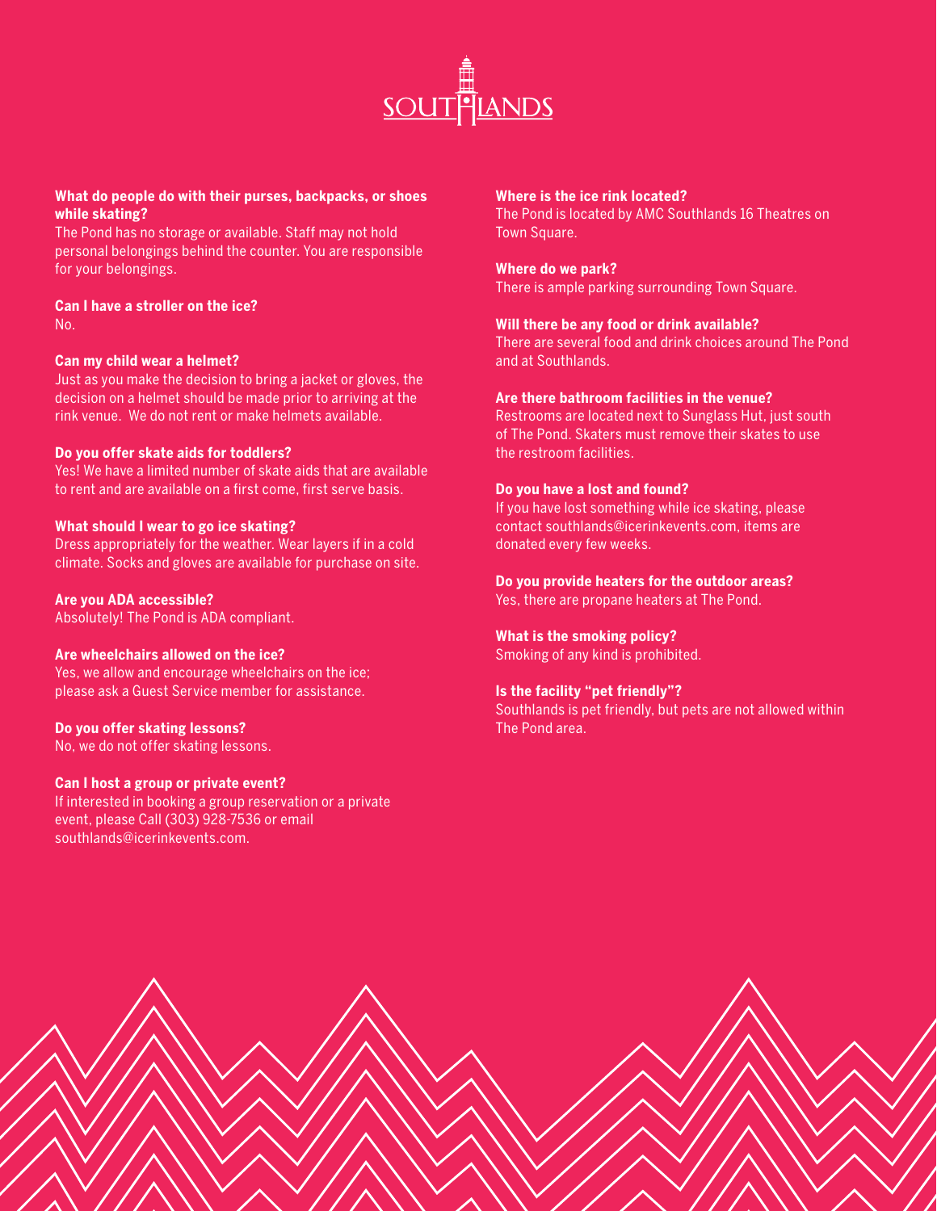# SOUTHLANDS

**What do people do with their purses, backpacks, or shoes while skating?**
The Pond has no storage or available. Staff may not hold personal belongings behind the counter. You are responsible for your belongings.

**Can I have a stroller on the ice?**
No.

**Can my child wear a helmet?**
Just as you make the decision to bring a jacket or gloves, the decision on a helmet should be made prior to arriving at the rink venue. We do not rent or make helmets available.

**Do you offer skate aids for toddlers?**
Yes! We have a limited number of skate aids that are available to rent and are available on a first come, first serve basis.

**What should I wear to go ice skating?**
Dress appropriately for the weather. Wear layers if in a cold climate. Socks and gloves are available for purchase on site.

**Are you ADA accessible?**
Absolutely! The Pond is ADA compliant.

**Are wheelchairs allowed on the ice?**
Yes, we allow and encourage wheelchairs on the ice; please ask a Guest Service member for assistance.

**Do you offer skating lessons?**
No, we do not offer skating lessons.

**Can I host a group or private event?**
If interested in booking a group reservation or a private event, please Call (303) 928-7536 or email southlands@icerinkevents.com.

**Where is the ice rink located?**
The Pond is located by AMC Southlands 16 Theatres on Town Square.

**Where do we park?**
There is ample parking surrounding Town Square.

**Will there be any food or drink available?**
There are several food and drink choices around The Pond and at Southlands.

**Are there bathroom facilities in the venue?**
Restrooms are located next to Sunglass Hut, just south of The Pond. Skaters must remove their skates to use the restroom facilities.

**Do you have a lost and found?**
If you have lost something while ice skating, please contact southlands@icerinkevents.com, items are donated every few weeks.

**Do you provide heaters for the outdoor areas?**
Yes, there are propane heaters at The Pond.

**What is the smoking policy?**
Smoking of any kind is prohibited.

**Is the facility "pet friendly"?**
Southlands is pet friendly, but pets are not allowed within The Pond area.